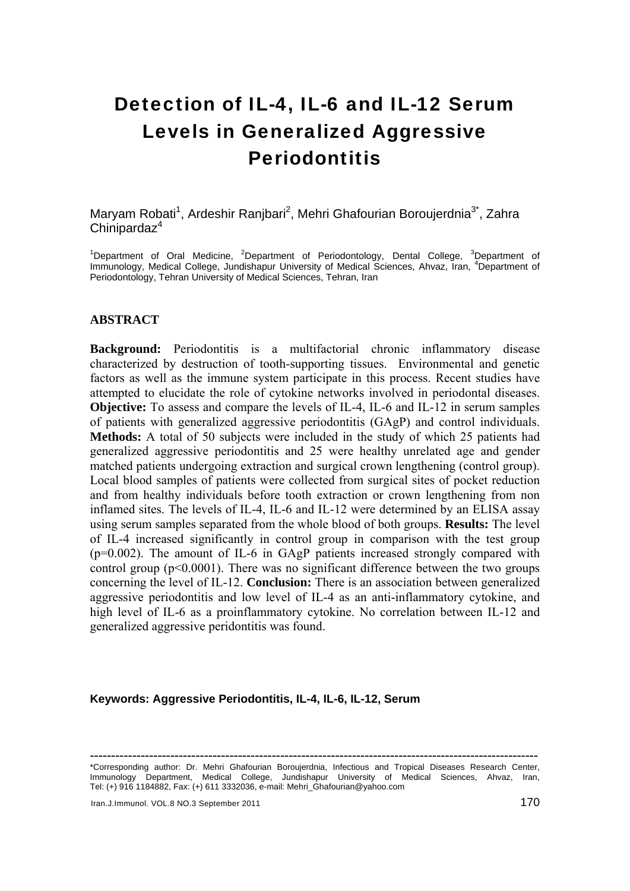# Detection of IL-4, IL-6 and IL-12 Serum Levels in Generalized Aggressive Periodontitis

Maryam Robati[1], Ardeshir Ranjbari[2], Mehri Ghafourian Boroujerdnia[3*], Zahra Chinipardaz[4]

[1]Department of Oral Medicine, [2]Department of Periodontology, Dental College, [3]Department of Immunology, Medical College, Jundishapur University of Medical Sciences, Ahvaz, Iran, [4]Department of Periodontology, Tehran University of Medical Sciences, Tehran, Iran

## ABSTRACT

**Background:** Periodontitis is a multifactorial chronic inflammatory disease characterized by destruction of tooth-supporting tissues. Environmental and genetic factors as well as the immune system participate in this process. Recent studies have attempted to elucidate the role of cytokine networks involved in periodontal diseases. **Objective:** To assess and compare the levels of IL-4, IL-6 and IL-12 in serum samples of patients with generalized aggressive periodontitis (GAgP) and control individuals. **Methods:** A total of 50 subjects were included in the study of which 25 patients had generalized aggressive periodontitis and 25 were healthy unrelated age and gender matched patients undergoing extraction and surgical crown lengthening (control group). Local blood samples of patients were collected from surgical sites of pocket reduction and from healthy individuals before tooth extraction or crown lengthening from non inflamed sites. The levels of IL-4, IL-6 and IL-12 were determined by an ELISA assay using serum samples separated from the whole blood of both groups. **Results:** The level of IL-4 increased significantly in control group in comparison with the test group ($p=0.002$). The amount of IL-6 in GAgP patients increased strongly compared with control group ($p<0.0001$). There was no significant difference between the two groups concerning the level of IL-12. **Conclusion:** There is an association between generalized aggressive periodontitis and low level of IL-4 as an anti-inflammatory cytokine, and high level of IL-6 as a proinflammatory cytokine. No correlation between IL-12 and generalized aggressive peridontitis was found.

**Keywords: Aggressive Periodontitis, IL-4, IL-6, IL-12, Serum**

---

*Corresponding author: Dr. Mehri Ghafourian Boroujerdnia, Infectious and Tropical Diseases Research Center, Immunology Department, Medical College, Jundishapur University of Medical Sciences, Ahvaz, Iran, Tel: (+) 916 1184882, Fax: (+) 611 3332036, e-mail: Mehri_Ghafourian@yahoo.com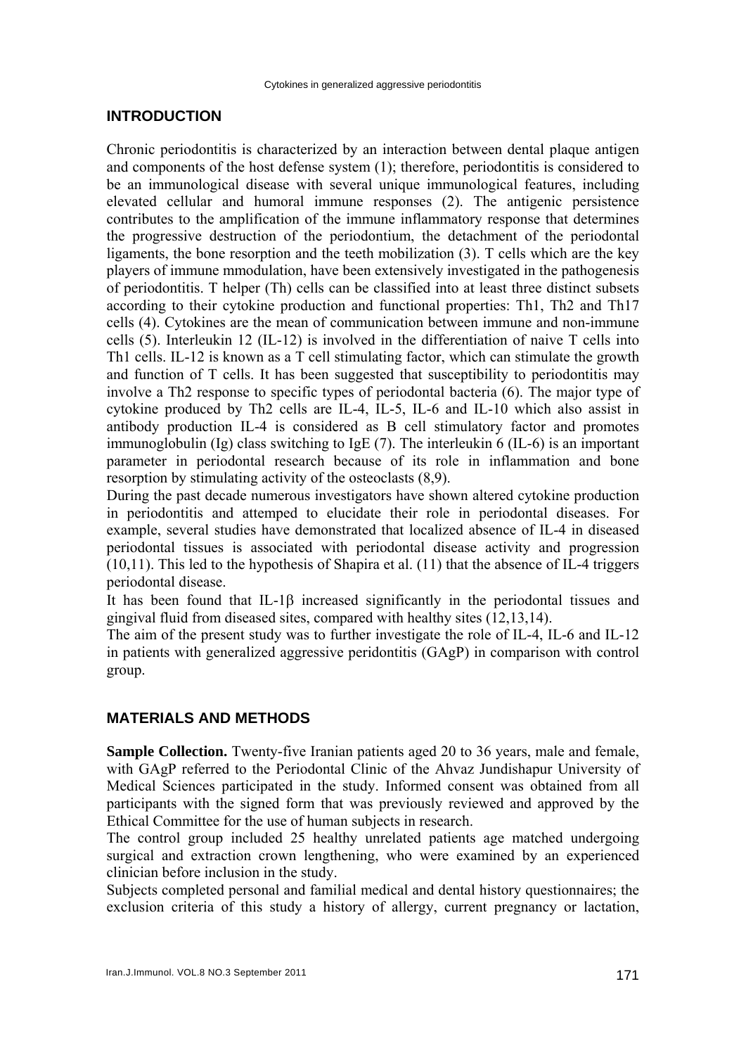## INTRODUCTION

Chronic periodontitis is characterized by an interaction between dental plaque antigen and components of the host defense system (1); therefore, periodontitis is considered to be an immunological disease with several unique immunological features, including elevated cellular and humoral immune responses (2). The antigenic persistence contributes to the amplification of the immune inflammatory response that determines the progressive destruction of the periodontium, the detachment of the periodontal ligaments, the bone resorption and the teeth mobilization (3). T cells which are the key players of immune mmodulation, have been extensively investigated in the pathogenesis of periodontitis. T helper (Th) cells can be classified into at least three distinct subsets according to their cytokine production and functional properties: Th1, Th2 and Th17 cells (4). Cytokines are the mean of communication between immune and non-immune cells (5). Interleukin 12 (IL-12) is involved in the differentiation of naive T cells into Th1 cells. IL-12 is known as a T cell stimulating factor, which can stimulate the growth and function of T cells. It has been suggested that susceptibility to periodontitis may involve a Th2 response to specific types of periodontal bacteria (6). The major type of cytokine produced by Th2 cells are IL-4, IL-5, IL-6 and IL-10 which also assist in antibody production IL-4 is considered as B cell stimulatory factor and promotes immunoglobulin (Ig) class switching to IgE (7). The interleukin 6 (IL-6) is an important parameter in periodontal research because of its role in inflammation and bone resorption by stimulating activity of the osteoclasts (8,9).

During the past decade numerous investigators have shown altered cytokine production in periodontitis and attemped to elucidate their role in periodontal diseases. For example, several studies have demonstrated that localized absence of IL-4 in diseased periodontal tissues is associated with periodontal disease activity and progression (10,11). This led to the hypothesis of Shapira et al. (11) that the absence of IL-4 triggers periodontal disease.

It has been found that IL-1β increased significantly in the periodontal tissues and gingival fluid from diseased sites, compared with healthy sites (12,13,14).

The aim of the present study was to further investigate the role of IL-4, IL-6 and IL-12 in patients with generalized aggressive peridontitis (GAgP) in comparison with control group.

## MATERIALS AND METHODS

**Sample Collection.** Twenty-five Iranian patients aged 20 to 36 years, male and female, with GAgP referred to the Periodontal Clinic of the Ahvaz Jundishapur University of Medical Sciences participated in the study. Informed consent was obtained from all participants with the signed form that was previously reviewed and approved by the Ethical Committee for the use of human subjects in research.

The control group included 25 healthy unrelated patients age matched undergoing surgical and extraction crown lengthening, who were examined by an experienced clinician before inclusion in the study.

Subjects completed personal and familial medical and dental history questionnaires; the exclusion criteria of this study a history of allergy, current pregnancy or lactation,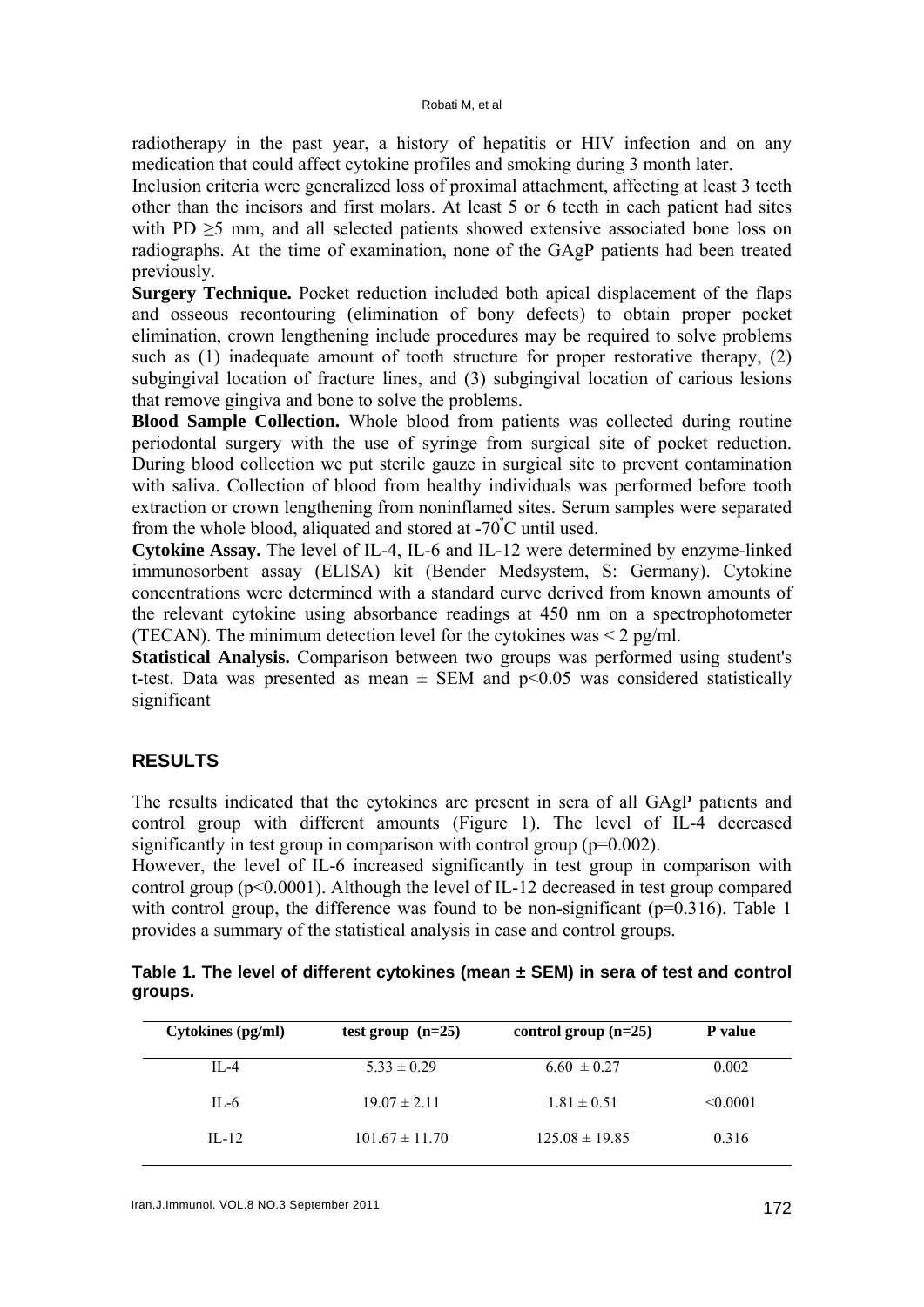radiotherapy in the past year, a history of hepatitis or HIV infection and on any medication that could affect cytokine profiles and smoking during 3 month later.

Inclusion criteria were generalized loss of proximal attachment, affecting at least 3 teeth other than the incisors and first molars. At least 5 or 6 teeth in each patient had sites with PD ≥5 mm, and all selected patients showed extensive associated bone loss on radiographs. At the time of examination, none of the GAgP patients had been treated previously.

**Surgery Technique.** Pocket reduction included both apical displacement of the flaps and osseous recontouring (elimination of bony defects) to obtain proper pocket elimination, crown lengthening include procedures may be required to solve problems such as (1) inadequate amount of tooth structure for proper restorative therapy, (2) subgingival location of fracture lines, and (3) subgingival location of carious lesions that remove gingiva and bone to solve the problems.

**Blood Sample Collection.** Whole blood from patients was collected during routine periodontal surgery with the use of syringe from surgical site of pocket reduction. During blood collection we put sterile gauze in surgical site to prevent contamination with saliva. Collection of blood from healthy individuals was performed before tooth extraction or crown lengthening from noninflamed sites. Serum samples were separated from the whole blood, aliquated and stored at -70°C until used.

**Cytokine Assay.** The level of IL-4, IL-6 and IL-12 were determined by enzyme-linked immunosorbent assay (ELISA) kit (Bender Medsystem, S: Germany). Cytokine concentrations were determined with a standard curve derived from known amounts of the relevant cytokine using absorbance readings at 450 nm on a spectrophotometer (TECAN). The minimum detection level for the cytokines was < 2 pg/ml.

**Statistical Analysis.** Comparison between two groups was performed using student's t-test. Data was presented as mean ± SEM and $p<0.05$ was considered statistically significant

## RESULTS

The results indicated that the cytokines are present in sera of all GAgP patients and control group with different amounts (Figure 1). The level of IL-4 decreased significantly in test group in comparison with control group ($p=0.002$).

However, the level of IL-6 increased significantly in test group in comparison with control group ($p<0.0001$). Although the level of IL-12 decreased in test group compared with control group, the difference was found to be non-significant ($p=0.316$). Table 1 provides a summary of the statistical analysis in case and control groups.

**Table 1. The level of different cytokines (mean ± SEM) in sera of test and control groups.**

| Cytokines (pg/ml) | test group (n=25) | control group (n=25) | P value |
|---|---|---|---|
| IL-4 | 5.33 ± 0.29 | 6.60 ± 0.27 | 0.002 |
| IL-6 | 19.07 ± 2.11 | 1.81 ± 0.51 | <0.0001 |
| IL-12 | 101.67 ± 11.70 | 125.08 ± 19.85 | 0.316 |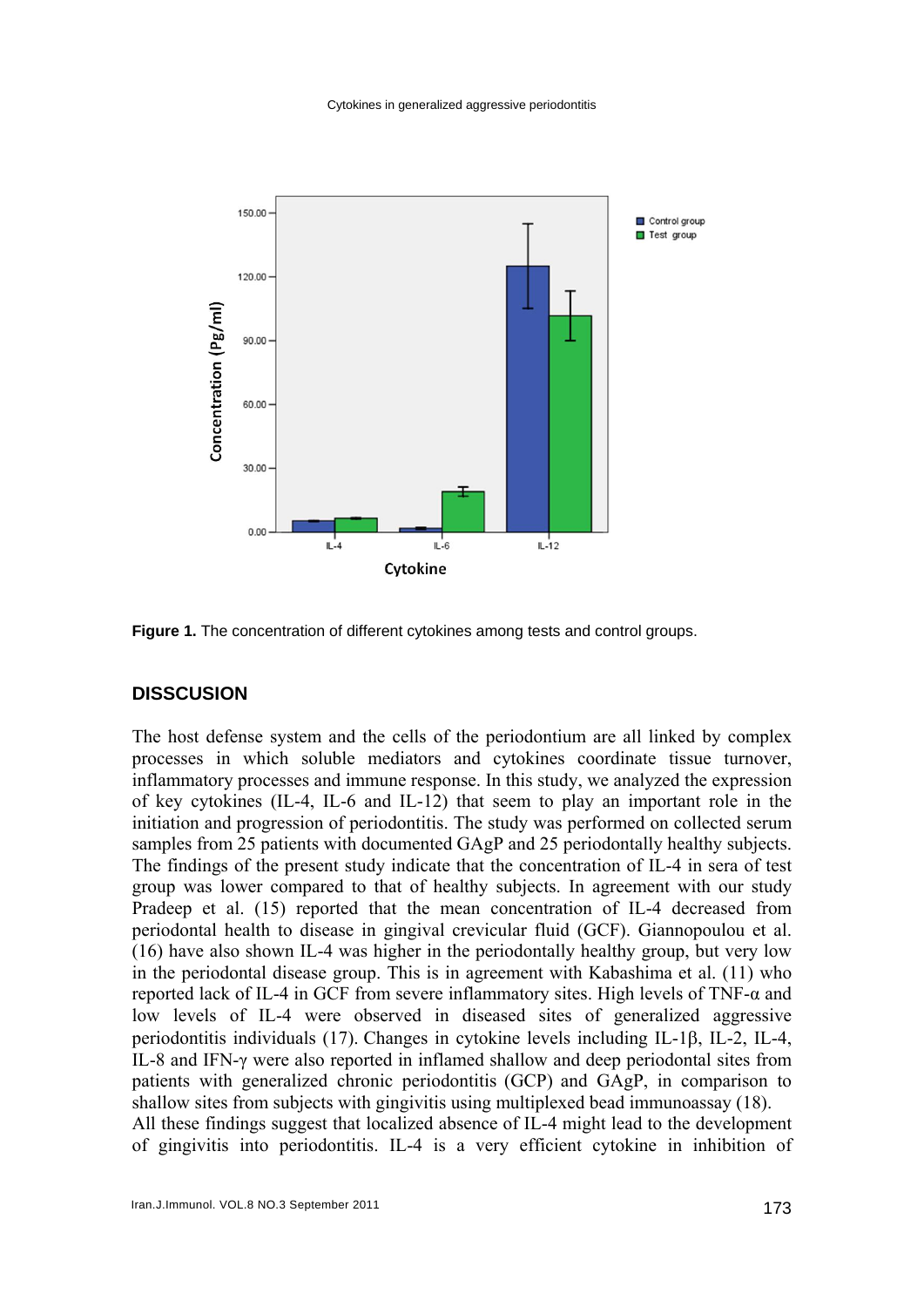**Figure 1.** The concentration of different cytokines among tests and control groups.

## DISSCUSION

The host defense system and the cells of the periodontium are all linked by complex processes in which soluble mediators and cytokines coordinate tissue turnover, inflammatory processes and immune response. In this study, we analyzed the expression of key cytokines (IL-4, IL-6 and IL-12) that seem to play an important role in the initiation and progression of periodontitis. The study was performed on collected serum samples from 25 patients with documented GAgP and 25 periodontally healthy subjects. The findings of the present study indicate that the concentration of IL-4 in sera of test group was lower compared to that of healthy subjects. In agreement with our study Pradeep et al. (15) reported that the mean concentration of IL-4 decreased from periodontal health to disease in gingival crevicular fluid (GCF). Giannopoulou et al. (16) have also shown IL-4 was higher in the periodontally healthy group, but very low in the periodontal disease group. This is in agreement with Kabashima et al. (11) who reported lack of IL-4 in GCF from severe inflammatory sites. High levels of TNF-α and low levels of IL-4 were observed in diseased sites of generalized aggressive periodontitis individuals (17). Changes in cytokine levels including IL-1β, IL-2, IL-4, IL-8 and IFN-γ were also reported in inflamed shallow and deep periodontal sites from patients with generalized chronic periodontitis (GCP) and GAgP, in comparison to shallow sites from subjects with gingivitis using multiplexed bead immunoassay (18).

All these findings suggest that localized absence of IL-4 might lead to the development of gingivitis into periodontitis. IL-4 is a very efficient cytokine in inhibition of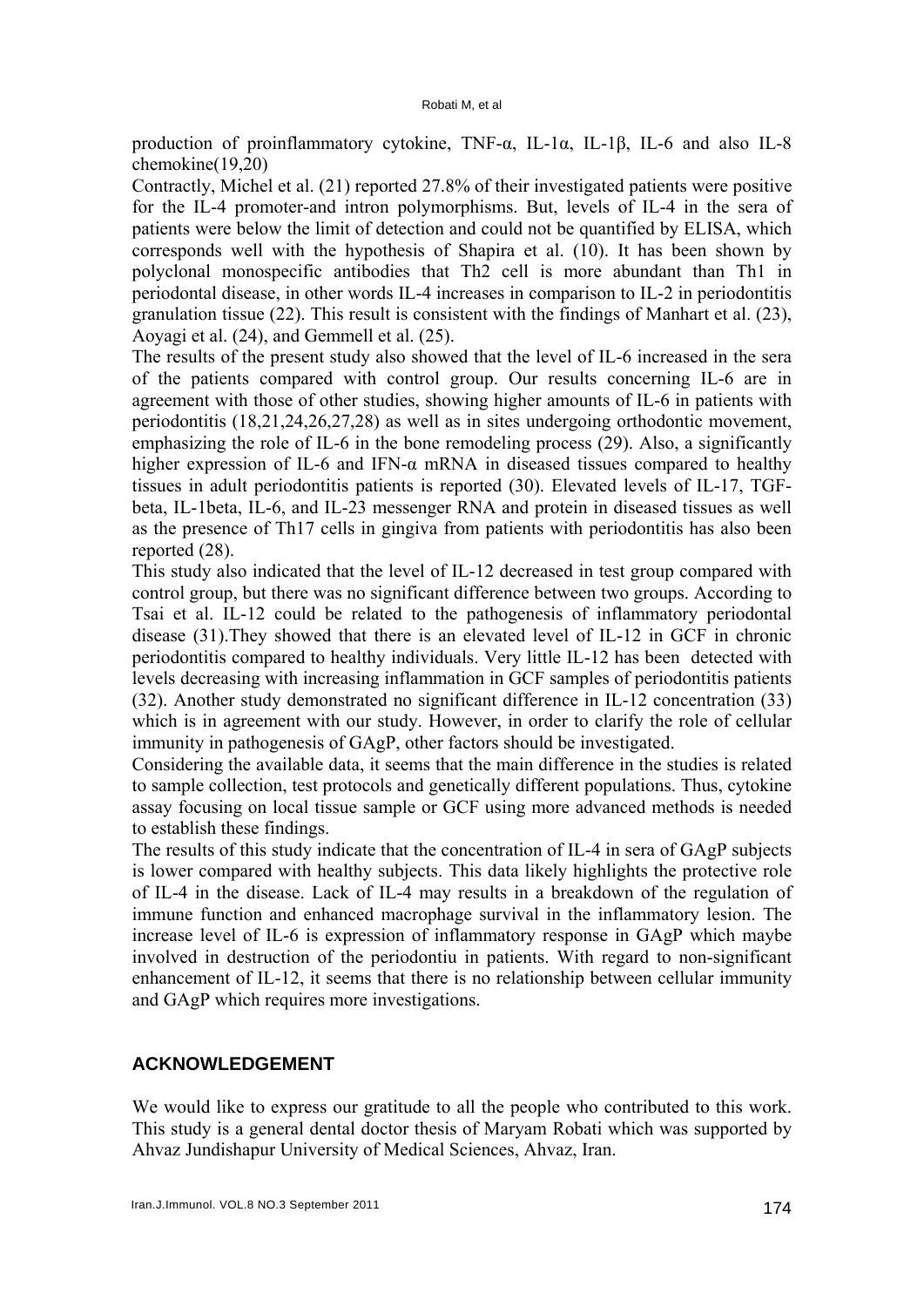production of proinflammatory cytokine, TNF-α, IL-1α, IL-1β, IL-6 and also IL-8 chemokine(19,20)

Contractly, Michel et al. (21) reported 27.8% of their investigated patients were positive for the IL-4 promoter-and intron polymorphisms. But, levels of IL-4 in the sera of patients were below the limit of detection and could not be quantified by ELISA, which corresponds well with the hypothesis of Shapira et al. (10). It has been shown by polyclonal monospecific antibodies that Th2 cell is more abundant than Th1 in periodontal disease, in other words IL-4 increases in comparison to IL-2 in periodontitis granulation tissue (22). This result is consistent with the findings of Manhart et al. (23), Aoyagi et al. (24), and Gemmell et al. (25).

The results of the present study also showed that the level of IL-6 increased in the sera of the patients compared with control group. Our results concerning IL-6 are in agreement with those of other studies, showing higher amounts of IL-6 in patients with periodontitis (18,21,24,26,27,28) as well as in sites undergoing orthodontic movement, emphasizing the role of IL-6 in the bone remodeling process (29). Also, a significantly higher expression of IL-6 and IFN-α mRNA in diseased tissues compared to healthy tissues in adult periodontitis patients is reported (30). Elevated levels of IL-17, TGF-beta, IL-1beta, IL-6, and IL-23 messenger RNA and protein in diseased tissues as well as the presence of Th17 cells in gingiva from patients with periodontitis has also been reported (28).

This study also indicated that the level of IL-12 decreased in test group compared with control group, but there was no significant difference between two groups. According to Tsai et al. IL-12 could be related to the pathogenesis of inflammatory periodontal disease (31).They showed that there is an elevated level of IL-12 in GCF in chronic periodontitis compared to healthy individuals. Very little IL-12 has been detected with levels decreasing with increasing inflammation in GCF samples of periodontitis patients (32). Another study demonstrated no significant difference in IL-12 concentration (33) which is in agreement with our study. However, in order to clarify the role of cellular immunity in pathogenesis of GAgP, other factors should be investigated.

Considering the available data, it seems that the main difference in the studies is related to sample collection, test protocols and genetically different populations. Thus, cytokine assay focusing on local tissue sample or GCF using more advanced methods is needed to establish these findings.

The results of this study indicate that the concentration of IL-4 in sera of GAgP subjects is lower compared with healthy subjects. This data likely highlights the protective role of IL-4 in the disease. Lack of IL-4 may results in a breakdown of the regulation of immune function and enhanced macrophage survival in the inflammatory lesion. The increase level of IL-6 is expression of inflammatory response in GAgP which maybe involved in destruction of the periodontiu in patients. With regard to non-significant enhancement of IL-12, it seems that there is no relationship between cellular immunity and GAgP which requires more investigations.

## ACKNOWLEDGEMENT

We would like to express our gratitude to all the people who contributed to this work. This study is a general dental doctor thesis of Maryam Robati which was supported by Ahvaz Jundishapur University of Medical Sciences, Ahvaz, Iran.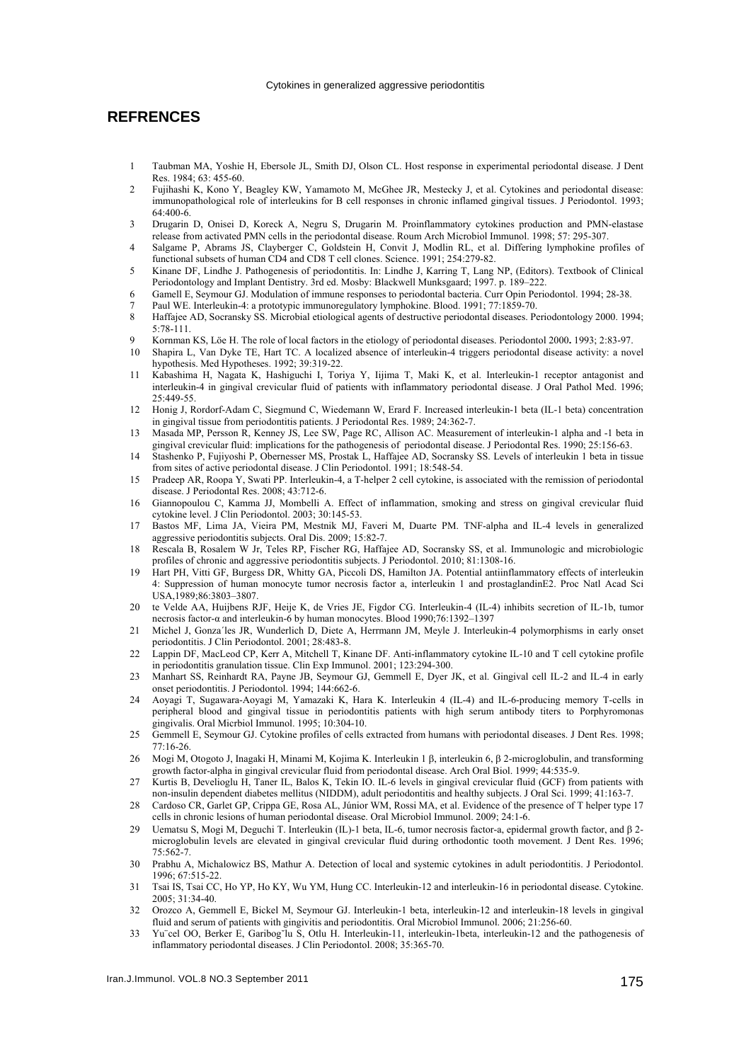## REFRENCES

1. Taubman MA, Yoshie H, Ebersole JL, Smith DJ, Olson CL. Host response in experimental periodontal disease. J Dent Res. 1984; 63: 455-60.
2. Fujihashi K, Kono Y, Beagley KW, Yamamoto M, McGhee JR, Mestecky J, et al. Cytokines and periodontal disease: immunopathological role of interleukins for B cell responses in chronic inflamed gingival tissues. J Periodontol. 1993; 64:400-6.
3. Drugarin D, Onisei D, Koreck A, Negru S, Drugarin M. Proinflammatory cytokines production and PMN-elastase release from activated PMN cells in the periodontal disease. Roum Arch Microbiol Immunol. 1998; 57: 295-307.
4. Salgame P, Abrams JS, Clayberger C, Goldstein H, Convit J, Modlin RL, et al. Differing lymphokine profiles of functional subsets of human CD4 and CD8 T cell clones. Science. 1991; 254:279-82.
5. Kinane DF, Lindhe J. Pathogenesis of periodontitis. In: Lindhe J, Karring T, Lang NP, (Editors). Textbook of Clinical Periodontology and Implant Dentistry. 3rd ed. Mosby: Blackwell Munksgaard; 1997. p. 189–222.
6. Gamell E, Seymour GJ. Modulation of immune responses to periodontal bacteria. Curr Opin Periodontol. 1994; 28-38.
7. Paul WE. Interleukin-4: a prototypic immunoregulatory lymphokine. Blood. 1991; 77:1859-70.
8. Haffajee AD, Socransky SS. Microbial etiological agents of destructive periodontal diseases. Periodontology 2000. 1994; 5:78-111.
9. Kornman KS, Löe H. The role of local factors in the etiology of periodontal diseases. Periodontol 2000**.** 1993; 2:83-97.
10. Shapira L, Van Dyke TE, Hart TC. A localized absence of interleukin-4 triggers periodontal disease activity: a novel hypothesis. Med Hypotheses. 1992; 39:319-22.
11. Kabashima H, Nagata K, Hashiguchi I, Toriya Y, Iijima T, Maki K, et al. Interleukin-1 receptor antagonist and interleukin-4 in gingival crevicular fluid of patients with inflammatory periodontal disease. J Oral Pathol Med. 1996; 25:449-55.
12. Honig J, Rordorf-Adam C, Siegmund C, Wiedemann W, Erard F. Increased interleukin-1 beta (IL-1 beta) concentration in gingival tissue from periodontitis patients. J Periodontal Res. 1989; 24:362-7.
13. Masada MP, Persson R, Kenney JS, Lee SW, Page RC, Allison AC. Measurement of interleukin-1 alpha and -1 beta in gingival crevicular fluid: implications for the pathogenesis of periodontal disease. J Periodontal Res. 1990; 25:156-63.
14. Stashenko P, Fujiyoshi P, Obernesser MS, Prostak L, Haffajee AD, Socransky SS. Levels of interleukin 1 beta in tissue from sites of active periodontal disease. J Clin Periodontol. 1991; 18:548-54.
15. Pradeep AR, Roopa Y, Swati PP. Interleukin-4, a T-helper 2 cell cytokine, is associated with the remission of periodontal disease. J Periodontal Res. 2008; 43:712-6.
16. Giannopoulou C, Kamma JJ, Mombelli A. Effect of inflammation, smoking and stress on gingival crevicular fluid cytokine level. J Clin Periodontol. 2003; 30:145-53.
17. Bastos MF, Lima JA, Vieira PM, Mestnik MJ, Faveri M, Duarte PM. TNF-alpha and IL-4 levels in generalized aggressive periodontitis subjects. Oral Dis. 2009; 15:82-7.
18. Rescala B, Rosalem W Jr, Teles RP, Fischer RG, Haffajee AD, Socransky SS, et al. Immunologic and microbiologic profiles of chronic and aggressive periodontitis subjects. J Periodontol. 2010; 81:1308-16.
19. Hart PH, Vitti GF, Burgess DR, Whitty GA, Piccoli DS, Hamilton JA. Potential antiinflammatory effects of interleukin 4: Suppression of human monocyte tumor necrosis factor a, interleukin 1 and prostaglandinE2. Proc Natl Acad Sci USA,1989;86:3803–3807.
20. te Velde AA, Huijbens RJF, Heije K, de Vries JE, Figdor CG. Interleukin-4 (IL-4) inhibits secretion of IL-1b, tumor necrosis factor-α and interleukin-6 by human monocytes. Blood 1990;76:1392–1397
21. Michel J, Gonza´les JR, Wunderlich D, Diete A, Herrmann JM, Meyle J. Interleukin-4 polymorphisms in early onset periodontitis. J Clin Periodontol. 2001; 28:483-8.
22. Lappin DF, MacLeod CP, Kerr A, Mitchell T, Kinane DF. Anti-inflammatory cytokine IL-10 and T cell cytokine profile in periodontitis granulation tissue. Clin Exp Immunol. 2001; 123:294-300.
23. Manhart SS, Reinhardt RA, Payne JB, Seymour GJ, Gemmell E, Dyer JK, et al. Gingival cell IL-2 and IL-4 in early onset periodontitis. J Periodontol. 1994; 144:662-6.
24. Aoyagi T, Sugawara-Aoyagi M, Yamazaki K, Hara K. Interleukin 4 (IL-4) and IL-6-producing memory T-cells in peripheral blood and gingival tissue in periodontitis patients with high serum antibody titers to Porphyromonas gingivalis. Oral Micrbiol Immunol. 1995; 10:304-10.
25. Gemmell E, Seymour GJ. Cytokine profiles of cells extracted from humans with periodontal diseases. J Dent Res. 1998; 77:16-26.
26. Mogi M, Otogoto J, Inagaki H, Minami M, Kojima K. Interleukin 1 β, interleukin 6, β 2-microglobulin, and transforming growth factor-alpha in gingival crevicular fluid from periodontal disease. Arch Oral Biol. 1999; 44:535-9.
27. Kurtis B, Develioglu H, Taner IL, Balos K, Tekin IO. IL-6 levels in gingival crevicular fluid (GCF) from patients with non-insulin dependent diabetes mellitus (NIDDM), adult periodontitis and healthy subjects. J Oral Sci. 1999; 41:163-7.
28. Cardoso CR, Garlet GP, Crippa GE, Rosa AL, Júnior WM, Rossi MA, et al. Evidence of the presence of T helper type 17 cells in chronic lesions of human periodontal disease. Oral Microbiol Immunol. 2009; 24:1-6.
29. Uematsu S, Mogi M, Deguchi T. Interleukin (IL)-1 beta, IL-6, tumor necrosis factor-a, epidermal growth factor, and β 2-microglobulin levels are elevated in gingival crevicular fluid during orthodontic tooth movement. J Dent Res. 1996; 75:562-7.
30. Prabhu A, Michalowicz BS, Mathur A. Detection of local and systemic cytokines in adult periodontitis. J Periodontol. 1996; 67:515-22.
31. Tsai IS, Tsai CC, Ho YP, Ho KY, Wu YM, Hung CC. Interleukin-12 and interleukin-16 in periodontal disease. Cytokine. 2005; 31:34-40.
32. Orozco A, Gemmell E, Bickel M, Seymour GJ. Interleukin-1 beta, interleukin-12 and interleukin-18 levels in gingival fluid and serum of patients with gingivitis and periodontitis. Oral Microbiol Immunol. 2006; 21:256-60.
33. Yu¨cel OO, Berker E, Garibog˘lu S, Otlu H. Interleukin-11, interleukin-1beta, interleukin-12 and the pathogenesis of inflammatory periodontal diseases. J Clin Periodontol. 2008; 35:365-70.